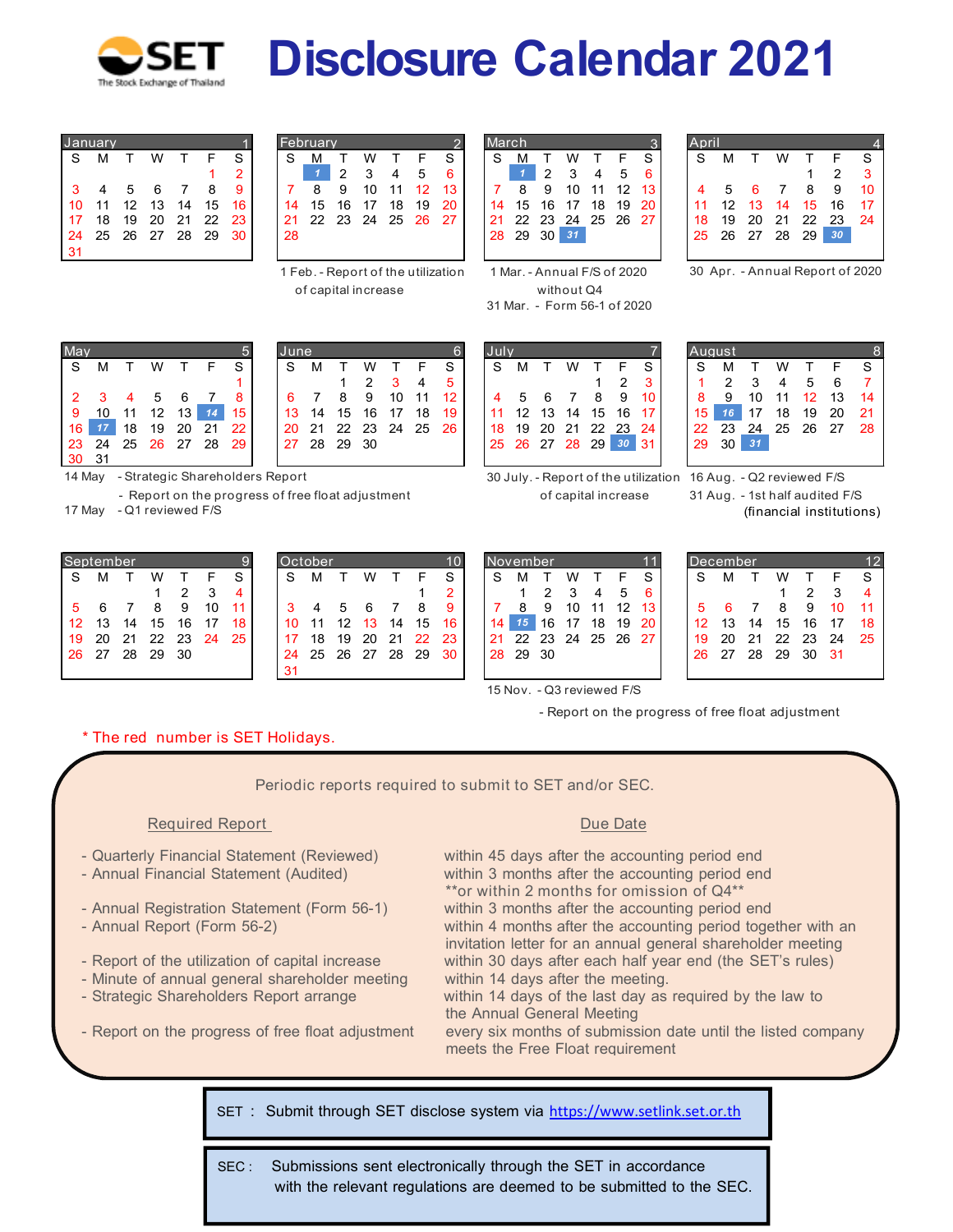# SET Disclosure Calendar 2021

The Stock Exchange of Thailand

### January (1)

| S | M | T | W | T | F | S |
|---|---|---|---|---|---|---|
| | | | | | 1 | 2 |
| 3 | 4 | 5 | 6 | 7 | 8 | 9 |
| 10 | 11 | 12 | 13 | 14 | 15 | 16 |
| 17 | 18 | 19 | 20 | 21 | 22 | 23 |
| 24 | 25 | 26 | 27 | 28 | 29 | 30 |
| 31 | | | | | | |

### February (2)

| S | M | T | W | T | F | S |
|---|---|---|---|---|---|---|
| | 1 | 2 | 3 | 4 | 5 | 6 |
| 7 | 8 | 9 | 10 | 11 | 12 | 13 |
| 14 | 15 | 16 | 17 | 18 | 19 | 20 |
| 21 | 22 | 23 | 24 | 25 | 26 | 27 |
| 28 | | | | | | |

1 Feb. - Report of the utilization of capital increase

### March (3)

| S | M | T | W | T | F | S |
|---|---|---|---|---|---|---|
| | 1 | 2 | 3 | 4 | 5 | 6 |
| 7 | 8 | 9 | 10 | 11 | 12 | 13 |
| 14 | 15 | 16 | 17 | 18 | 19 | 20 |
| 21 | 22 | 23 | 24 | 25 | 26 | 27 |
| 28 | 29 | 30 | 31 | | | |

1 Mar. - Annual F/S of 2020 without Q4

31 Mar. - Form 56-1 of 2020

### April (4)

| S | M | T | W | T | F | S |
|---|---|---|---|---|---|---|
| | | | | 1 | 2 | 3 |
| 4 | 5 | 6 | 7 | 8 | 9 | 10 |
| 11 | 12 | 13 | 14 | 15 | 16 | 17 |
| 18 | 19 | 20 | 21 | 22 | 23 | 24 |
| 25 | 26 | 27 | 28 | 29 | 30 | |

30 Apr. - Annual Report of 2020

### May (5)

| S | M | T | W | T | F | S |
|---|---|---|---|---|---|---|
| | | | | | | 1 |
| 2 | 3 | 4 | 5 | 6 | 7 | 8 |
| 9 | 10 | 11 | 12 | 13 | 14 | 15 |
| 16 | 17 | 18 | 19 | 20 | 21 | 22 |
| 23 | 24 | 25 | 26 | 27 | 28 | 29 |
| 30 | 31 | | | | | |

14 May - Strategic Shareholders Report
- Report on the progress of free float adjustment

17 May - Q1 reviewed F/S

### June (6)

| S | M | T | W | T | F | S |
|---|---|---|---|---|---|---|
| | | 1 | 2 | 3 | 4 | 5 |
| 6 | 7 | 8 | 9 | 10 | 11 | 12 |
| 13 | 14 | 15 | 16 | 17 | 18 | 19 |
| 20 | 21 | 22 | 23 | 24 | 25 | 26 |
| 27 | 28 | 29 | 30 | | | |

### July (7)

| S | M | T | W | T | F | S |
|---|---|---|---|---|---|---|
| | | | | 1 | 2 | 3 |
| 4 | 5 | 6 | 7 | 8 | 9 | 10 |
| 11 | 12 | 13 | 14 | 15 | 16 | 17 |
| 18 | 19 | 20 | 21 | 22 | 23 | 24 |
| 25 | 26 | 27 | 28 | 29 | 30 | 31 |

30 July. - Report of the utilization of capital increase

### August (8)

| S | M | T | W | T | F | S |
|---|---|---|---|---|---|---|
| 1 | 2 | 3 | 4 | 5 | 6 | 7 |
| 8 | 9 | 10 | 11 | 12 | 13 | 14 |
| 15 | 16 | 17 | 18 | 19 | 20 | 21 |
| 22 | 23 | 24 | 25 | 26 | 27 | 28 |
| 29 | 30 | 31 | | | | |

16 Aug. - Q2 reviewed F/S

31 Aug. - 1st half audited F/S (financial institutions)

### September (9)

| S | M | T | W | T | F | S |
|---|---|---|---|---|---|---|
| | | | 1 | 2 | 3 | 4 |
| 5 | 6 | 7 | 8 | 9 | 10 | 11 |
| 12 | 13 | 14 | 15 | 16 | 17 | 18 |
| 19 | 20 | 21 | 22 | 23 | 24 | 25 |
| 26 | 27 | 28 | 29 | 30 | | |

### October (10)

| S | M | T | W | T | F | S |
|---|---|---|---|---|---|---|
| | | | | | 1 | 2 |
| 3 | 4 | 5 | 6 | 7 | 8 | 9 |
| 10 | 11 | 12 | 13 | 14 | 15 | 16 |
| 17 | 18 | 19 | 20 | 21 | 22 | 23 |
| 24 | 25 | 26 | 27 | 28 | 29 | 30 |
| 31 | | | | | | |

### November (11)

| S | M | T | W | T | F | S |
|---|---|---|---|---|---|---|
| | 1 | 2 | 3 | 4 | 5 | 6 |
| 7 | 8 | 9 | 10 | 11 | 12 | 13 |
| 14 | 15 | 16 | 17 | 18 | 19 | 20 |
| 21 | 22 | 23 | 24 | 25 | 26 | 27 |
| 28 | 29 | 30 | | | | |

15 Nov. - Q3 reviewed F/S
- Report on the progress of free float adjustment

### December (12)

| S | M | T | W | T | F | S |
|---|---|---|---|---|---|---|
| | | | 1 | 2 | 3 | 4 |
| 5 | 6 | 7 | 8 | 9 | 10 | 11 |
| 12 | 13 | 14 | 15 | 16 | 17 | 18 |
| 19 | 20 | 21 | 22 | 23 | 24 | 25 |
| 26 | 27 | 28 | 29 | 30 | 31 | |

\* The red number is SET Holidays.

## Periodic reports required to submit to SET and/or SEC.

| Required Report | Due Date |
|---|---|
| - Quarterly Financial Statement (Reviewed) | within 45 days after the accounting period end |
| - Annual Financial Statement (Audited) | within 3 months after the accounting period end **or within 2 months for omission of Q4** |
| - Annual Registration Statement (Form 56-1) | within 3 months after the accounting period end |
| - Annual Report (Form 56-2) | within 4 months after the accounting period together with an invitation letter for an annual general shareholder meeting |
| - Report of the utilization of capital increase | within 30 days after each half year end (the SET's rules) |
| - Minute of annual general shareholder meeting | within 14 days after the meeting. |
| - Strategic Shareholders Report arrange | within 14 days of the last day as required by the law to the Annual General Meeting |
| - Report on the progress of free float adjustment | every six months of submission date until the listed company meets the Free Float requirement |

SET : Submit through SET disclose system via https://www.setlink.set.or.th

SEC : Submissions sent electronically through the SET in accordance with the relevant regulations are deemed to be submitted to the SEC.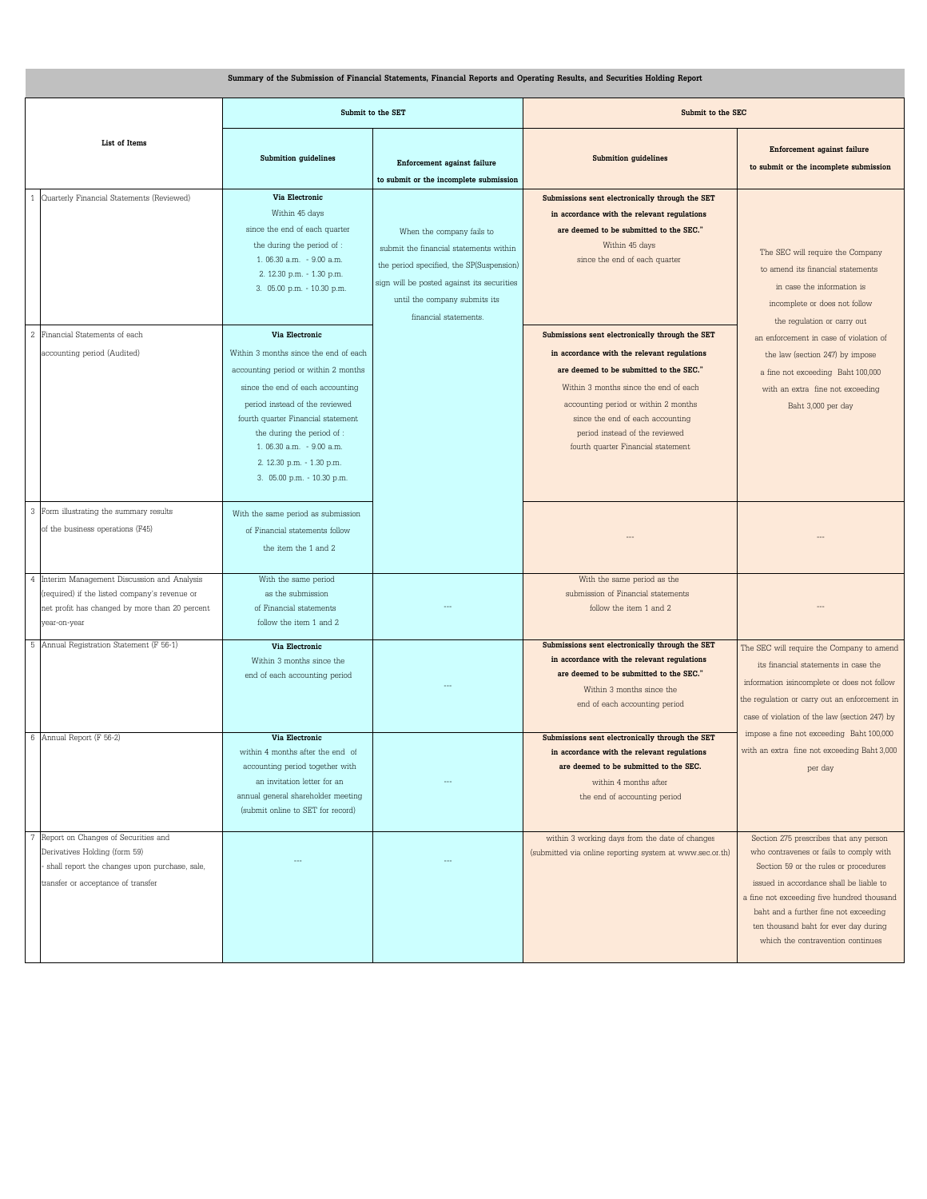**Summary of the Submission of Financial Statements, Financial Reports and Operating Results, and Securities Holding Report**

| | List of Items | Submit to the SET | | Submit to the SEC | |
|---|---|---|---|---|---|
| | | **Submition guidelines** | **Enforcement against failure to submit or the incomplete submission** | **Submition guidelines** | **Enforcement against failure to submit or the incomplete submission** |
| 1 | Quarterly Financial Statements (Reviewed) | **Via Electronic** Within 45 days since the end of each quarter the during the period of : 1. 06.30 a.m. - 9.00 a.m. 2. 12.30 p.m. - 1.30 p.m. 3. 05.00 p.m. - 10.30 p.m. | When the company fails to submit the financial statements within the period specified, the SP(Suspension) sign will be posted against its securities until the company submits its financial statements. | **Submissions sent electronically through the SET in accordance with the relevant regulations are deemed to be submitted to the SEC."** Within 45 days since the end of each quarter | The SEC will require the Company to amend its financial statements in case the information is incomplete or does not follow the regulation or carry out an enforcement in case of violation of the law (section 247) by impose a fine not exceeding Baht 100,000 with an extra fine not exceeding Baht 3,000 per day |
| 2 | Financial Statements of each accounting period (Audited) | **Via Electronic** Within 3 months since the end of each accounting period or within 2 months since the end of each accounting period instead of the reviewed fourth quarter Financial statement the during the period of : 1. 06.30 a.m. - 9.00 a.m. 2. 12.30 p.m. - 1.30 p.m. 3. 05.00 p.m. - 10.30 p.m. | | **Submissions sent electronically through the SET in accordance with the relevant regulations are deemed to be submitted to the SEC."** Within 3 months since the end of each accounting period or within 2 months since the end of each accounting period instead of the reviewed fourth quarter Financial statement | |
| 3 | Form illustrating the summary results of the business operations (F45) | With the same period as submission of Financial statements follow the item the 1 and 2 | | --- | --- |
| 4 | Interim Management Discussion and Analysis (required) if the listed company's revenue or net profit has changed by more than 20 percent year-on-year | With the same period as the submission of Financial statements follow the item 1 and 2 | --- | With the same period as the submission of Financial statements follow the item 1 and 2 | --- |
| 5 | Annual Registration Statement (F 56-1) | **Via Electronic** Within 3 months since the end of each accounting period | --- | **Submissions sent electronically through the SET in accordance with the relevant regulations are deemed to be submitted to the SEC."** Within 3 months since the end of each accounting period | The SEC will require the Company to amend its financial statements in case the information isincomplete or does not follow the regulation or carry out an enforcement in case of violation of the law (section 247) by impose a fine not exceeding Baht 100,000 with an extra fine not exceeding Baht 3,000 per day |
| 6 | Annual Report (F 56-2) | **Via Electronic** within 4 months after the end of accounting period together with an invitation letter for an annual general shareholder meeting (submit online to SET for record) | --- | **Submissions sent electronically through the SET in accordance with the relevant regulations are deemed to be submitted to the SEC.** within 4 months after the end of accounting period | |
| 7 | Report on Changes of Securities and Derivatives Holding (form 59) - shall report the changes upon purchase, sale, transfer or acceptance of transfer | --- | --- | within 3 working days from the date of changes (submitted via online reporting system at www.sec.or.th) | Section 275 prescribes that any person who contravenes or fails to comply with Section 59 or the rules or procedures issued in accordance shall be liable to a fine not exceeding five hundred thousand baht and a further fine not exceeding ten thousand baht for ever day during which the contravention continues |